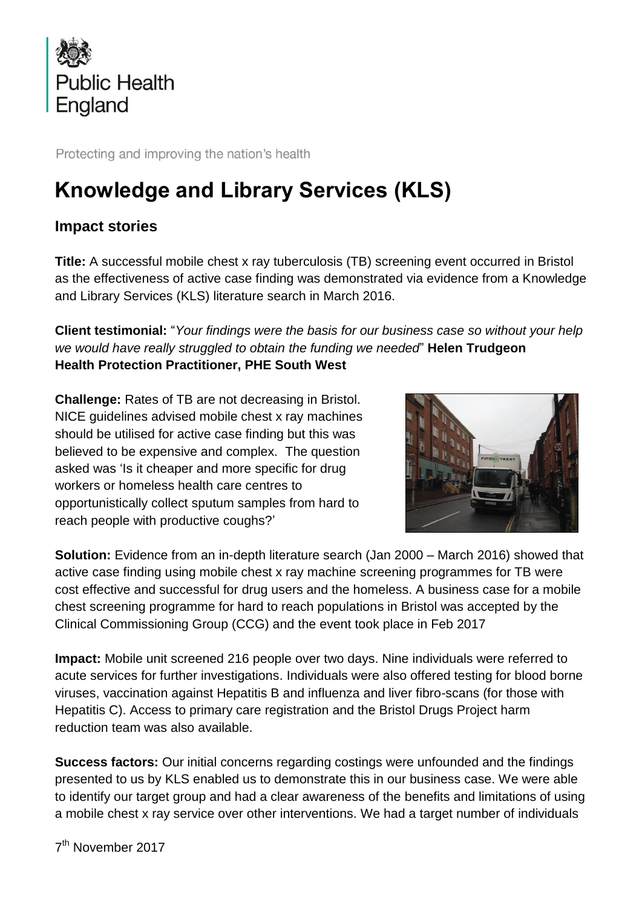Public Health England

Protecting and improving the nation's health

# Knowledge and Library Services (KLS)

## Impact stories

**Title:** A successful mobile chest x ray tuberculosis (TB) screening event occurred in Bristol as the effectiveness of active case finding was demonstrated via evidence from a Knowledge and Library Services (KLS) literature search in March 2016.

**Client testimonial:** "*Your findings were the basis for our business case so without your help we would have really struggled to obtain the funding we needed*" **Helen Trudgeon Health Protection Practitioner, PHE South West**

**Challenge:** Rates of TB are not decreasing in Bristol. NICE guidelines advised mobile chest x ray machines should be utilised for active case finding but this was believed to be expensive and complex. The question asked was 'Is it cheaper and more specific for drug workers or homeless health care centres to opportunistically collect sputum samples from hard to reach people with productive coughs?'

**Solution:** Evidence from an in-depth literature search (Jan 2000 – March 2016) showed that active case finding using mobile chest x ray machine screening programmes for TB were cost effective and successful for drug users and the homeless. A business case for a mobile chest screening programme for hard to reach populations in Bristol was accepted by the Clinical Commissioning Group (CCG) and the event took place in Feb 2017

**Impact:** Mobile unit screened 216 people over two days. Nine individuals were referred to acute services for further investigations. Individuals were also offered testing for blood borne viruses, vaccination against Hepatitis B and influenza and liver fibro-scans (for those with Hepatitis C). Access to primary care registration and the Bristol Drugs Project harm reduction team was also available.

**Success factors:** Our initial concerns regarding costings were unfounded and the findings presented to us by KLS enabled us to demonstrate this in our business case. We were able to identify our target group and had a clear awareness of the benefits and limitations of using a mobile chest x ray service over other interventions. We had a target number of individuals

7th November 2017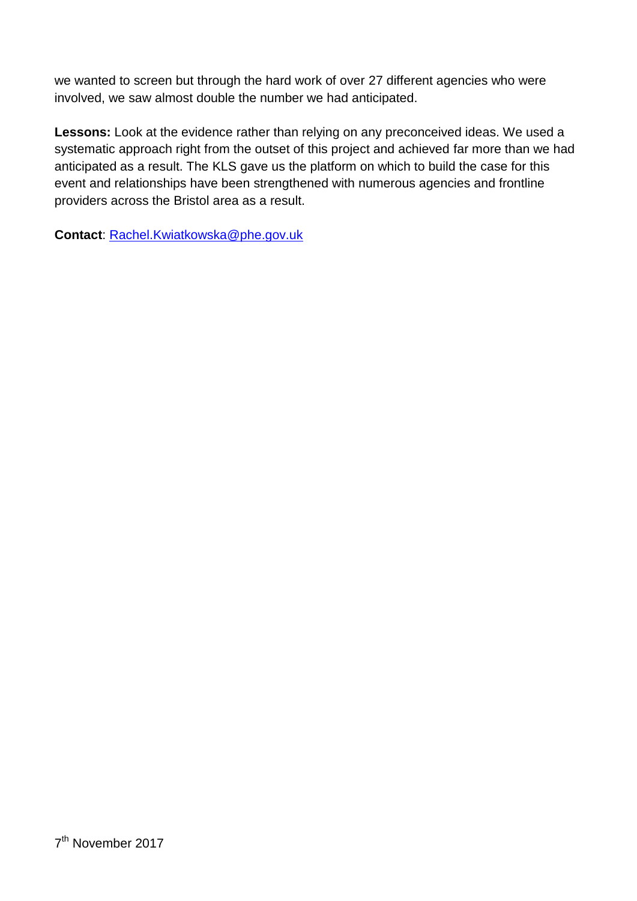we wanted to screen but through the hard work of over 27 different agencies who were involved, we saw almost double the number we had anticipated.

**Lessons:** Look at the evidence rather than relying on any preconceived ideas. We used a systematic approach right from the outset of this project and achieved far more than we had anticipated as a result. The KLS gave us the platform on which to build the case for this event and relationships have been strengthened with numerous agencies and frontline providers across the Bristol area as a result.

**Contact**: Rachel.Kwiatkowska@phe.gov.uk

7th November 2017